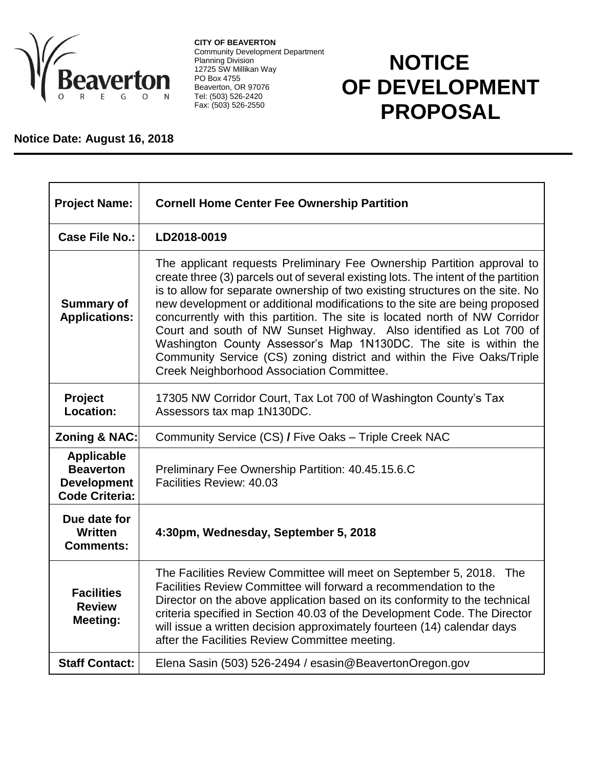**CITY OF BEAVERTON**
Community Development Department
Planning Division
12725 SW Millikan Way
PO Box 4755
Beaverton, OR 97076
Tel: (503) 526-2420
Fax: (503) 526-2550

# NOTICE OF DEVELOPMENT PROPOSAL

**Notice Date: August 16, 2018**

| | |
|---|---|
| **Project Name:** | **Cornell Home Center Fee Ownership Partition** |
| **Case File No.:** | **LD2018-0019** |
| **Summary of Applications:** | The applicant requests Preliminary Fee Ownership Partition approval to create three (3) parcels out of several existing lots. The intent of the partition is to allow for separate ownership of two existing structures on the site. No new development or additional modifications to the site are being proposed concurrently with this partition. The site is located north of NW Corridor Court and south of NW Sunset Highway. Also identified as Lot 700 of Washington County Assessor's Map 1N130DC. The site is within the Community Service (CS) zoning district and within the Five Oaks/Triple Creek Neighborhood Association Committee. |
| **Project Location:** | 17305 NW Corridor Court, Tax Lot 700 of Washington County's Tax Assessors tax map 1N130DC. |
| **Zoning & NAC:** | Community Service (CS) **/** Five Oaks – Triple Creek NAC |
| **Applicable Beaverton Development Code Criteria:** | Preliminary Fee Ownership Partition: 40.45.15.6.C<br>Facilities Review: 40.03 |
| **Due date for Written Comments:** | **4:30pm, Wednesday, September 5, 2018** |
| **Facilities Review Meeting:** | The Facilities Review Committee will meet on September 5, 2018. The Facilities Review Committee will forward a recommendation to the Director on the above application based on its conformity to the technical criteria specified in Section 40.03 of the Development Code. The Director will issue a written decision approximately fourteen (14) calendar days after the Facilities Review Committee meeting. |
| **Staff Contact:** | Elena Sasin (503) 526-2494 / esasin@BeavertonOregon.gov |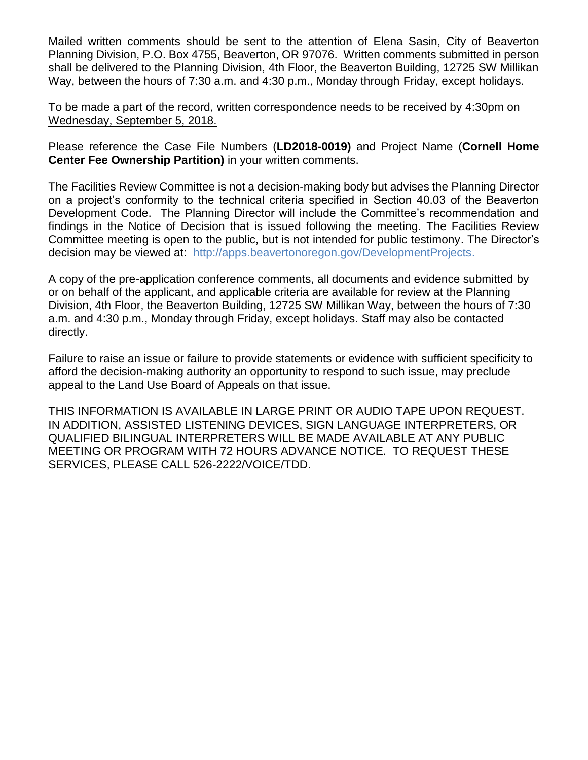Mailed written comments should be sent to the attention of Elena Sasin, City of Beaverton Planning Division, P.O. Box 4755, Beaverton, OR 97076. Written comments submitted in person shall be delivered to the Planning Division, 4th Floor, the Beaverton Building, 12725 SW Millikan Way, between the hours of 7:30 a.m. and 4:30 p.m., Monday through Friday, except holidays.

To be made a part of the record, written correspondence needs to be received by 4:30pm on Wednesday, September 5, 2018.

Please reference the Case File Numbers (**LD2018-0019)** and Project Name (**Cornell Home Center Fee Ownership Partition)** in your written comments.

The Facilities Review Committee is not a decision-making body but advises the Planning Director on a project's conformity to the technical criteria specified in Section 40.03 of the Beaverton Development Code. The Planning Director will include the Committee's recommendation and findings in the Notice of Decision that is issued following the meeting. The Facilities Review Committee meeting is open to the public, but is not intended for public testimony. The Director's decision may be viewed at: http://apps.beavertonoregon.gov/DevelopmentProjects.

A copy of the pre-application conference comments, all documents and evidence submitted by or on behalf of the applicant, and applicable criteria are available for review at the Planning Division, 4th Floor, the Beaverton Building, 12725 SW Millikan Way, between the hours of 7:30 a.m. and 4:30 p.m., Monday through Friday, except holidays. Staff may also be contacted directly.

Failure to raise an issue or failure to provide statements or evidence with sufficient specificity to afford the decision-making authority an opportunity to respond to such issue, may preclude appeal to the Land Use Board of Appeals on that issue.

THIS INFORMATION IS AVAILABLE IN LARGE PRINT OR AUDIO TAPE UPON REQUEST. IN ADDITION, ASSISTED LISTENING DEVICES, SIGN LANGUAGE INTERPRETERS, OR QUALIFIED BILINGUAL INTERPRETERS WILL BE MADE AVAILABLE AT ANY PUBLIC MEETING OR PROGRAM WITH 72 HOURS ADVANCE NOTICE. TO REQUEST THESE SERVICES, PLEASE CALL 526-2222/VOICE/TDD.